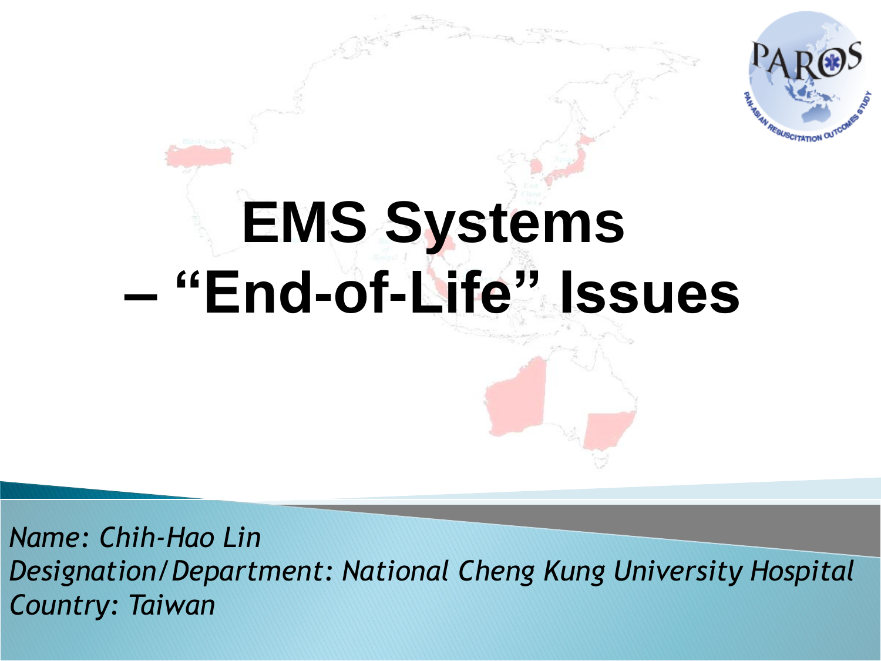# EMS Systems – "End-of-Life" Issues

*Name: Chih-Hao Lin*
*Designation/Department: National Cheng Kung University Hospital*
*Country: Taiwan*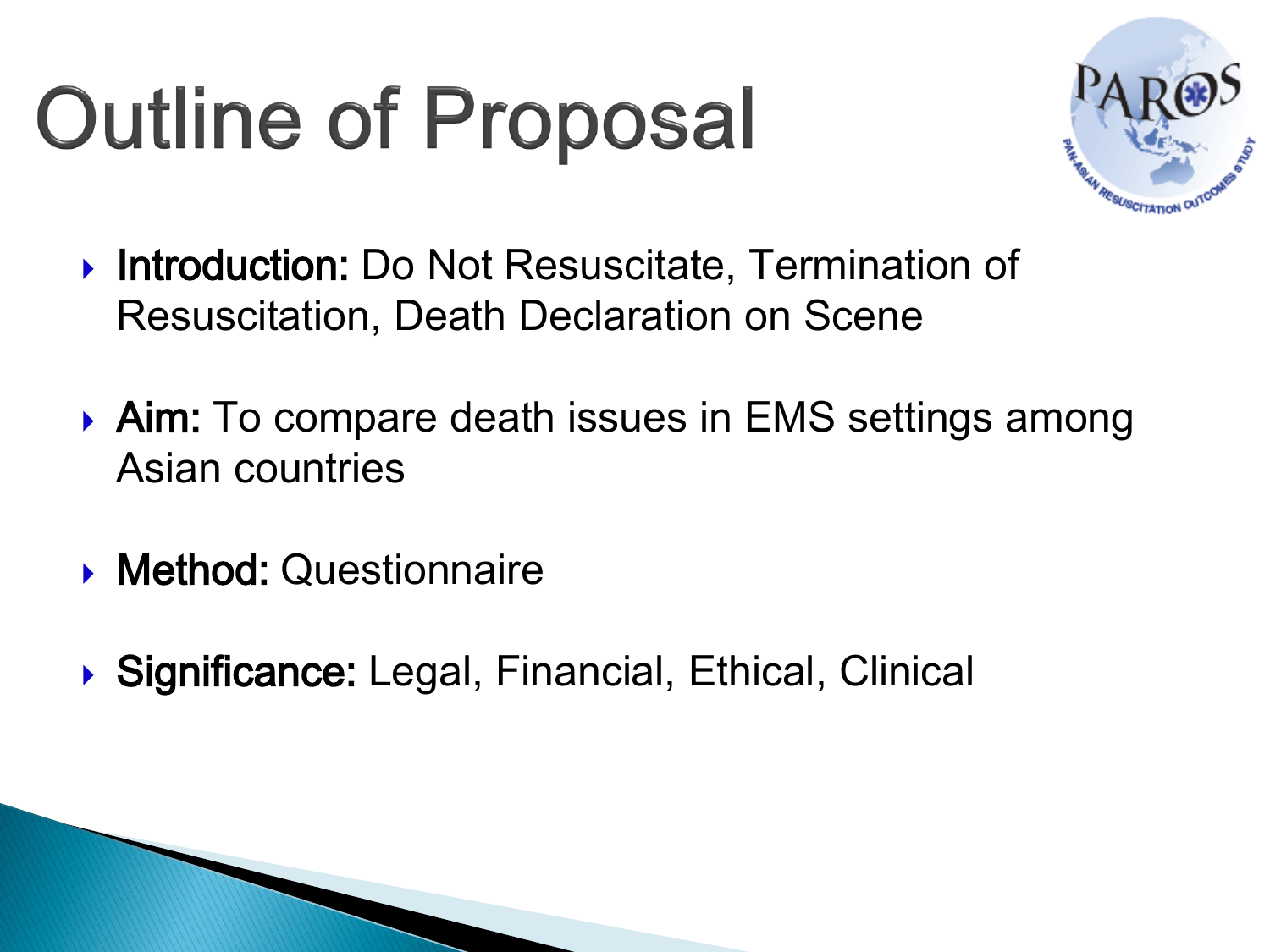# Outline of Proposal

- **Introduction:** Do Not Resuscitate, Termination of Resuscitation, Death Declaration on Scene
- **Aim:** To compare death issues in EMS settings among Asian countries
- **Method:** Questionnaire
- **Significance:** Legal, Financial, Ethical, Clinical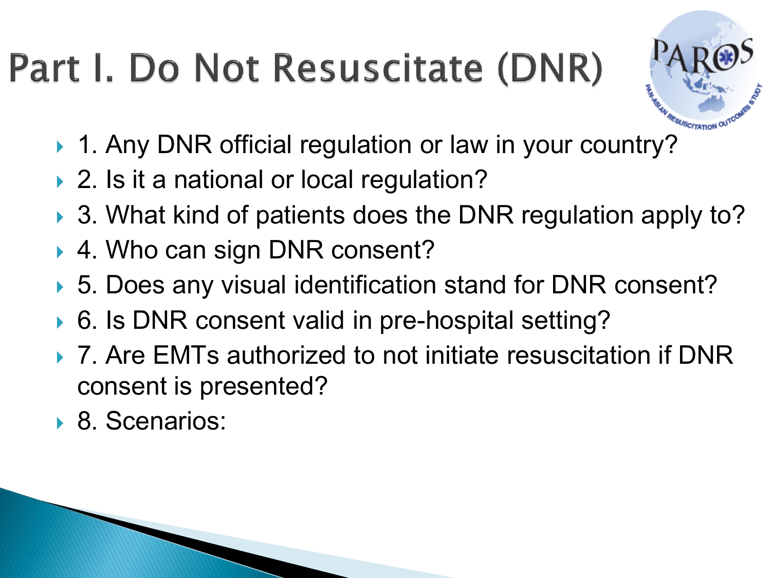# Part I. Do Not Resuscitate (DNR)

- 1. Any DNR official regulation or law in your country?
- 2. Is it a national or local regulation?
- 3. What kind of patients does the DNR regulation apply to?
- 4. Who can sign DNR consent?
- 5. Does any visual identification stand for DNR consent?
- 6. Is DNR consent valid in pre-hospital setting?
- 7. Are EMTs authorized to not initiate resuscitation if DNR consent is presented?
- 8. Scenarios: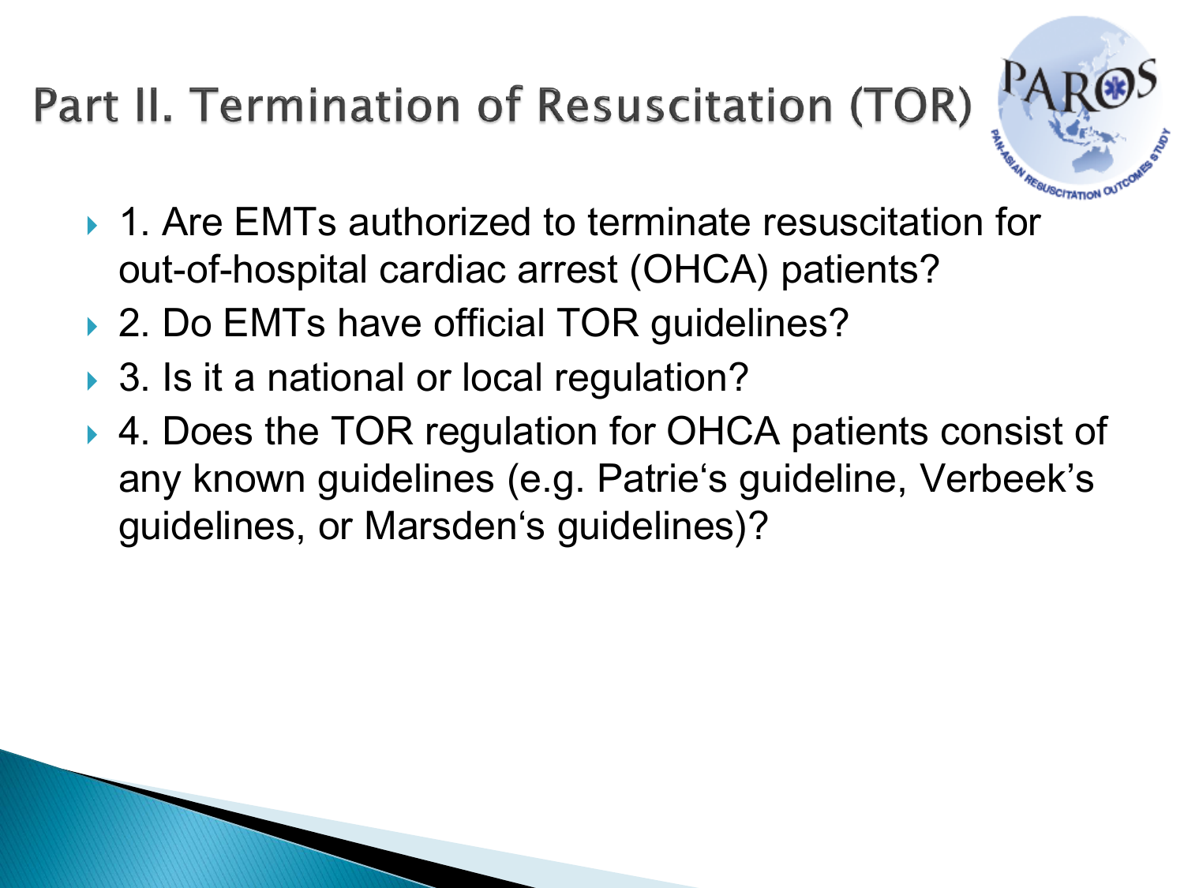# Part II. Termination of Resuscitation (TOR)

- 1. Are EMTs authorized to terminate resuscitation for out-of-hospital cardiac arrest (OHCA) patients?
- 2. Do EMTs have official TOR guidelines?
- 3. Is it a national or local regulation?
- 4. Does the TOR regulation for OHCA patients consist of any known guidelines (e.g. Patrie's guideline, Verbeek's guidelines, or Marsden's guidelines)?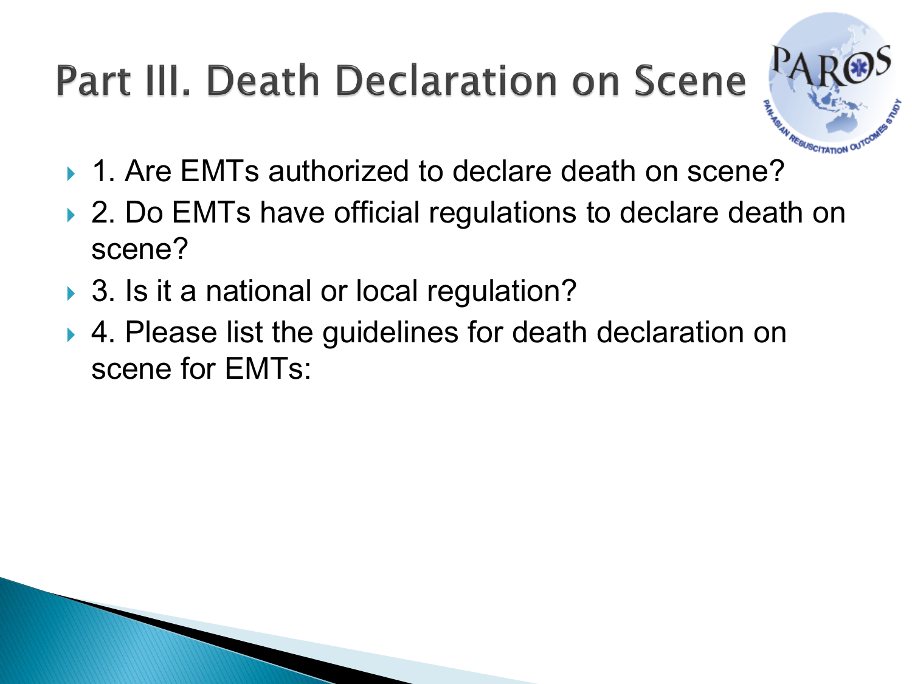# Part III. Death Declaration on Scene

- 1. Are EMTs authorized to declare death on scene?
- 2. Do EMTs have official regulations to declare death on scene?
- 3. Is it a national or local regulation?
- 4. Please list the guidelines for death declaration on scene for EMTs: